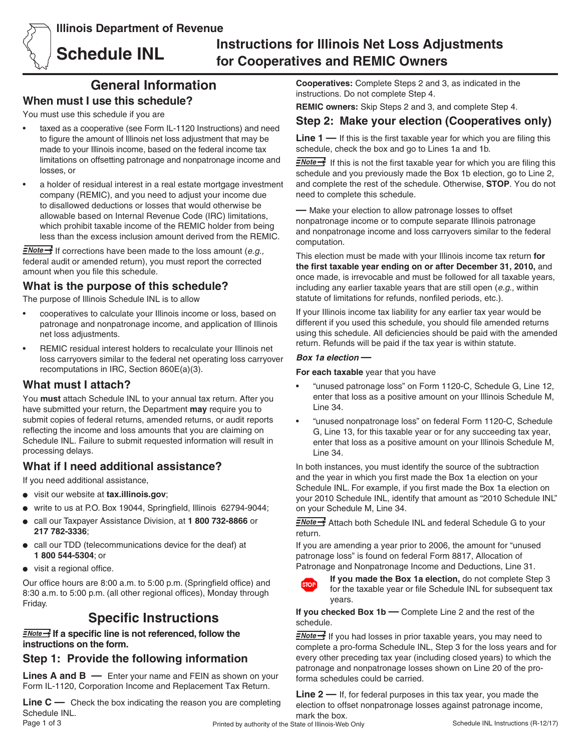Illinois Department of Revenue

# Schedule INL

# Instructions for Illinois Net Loss Adjustments for Cooperatives and REMIC Owners

## General Information

### When must I use this schedule?

You must use this schedule if you are

- taxed as a cooperative (see Form IL-1120 Instructions) and need to figure the amount of Illinois net loss adjustment that may be made to your Illinois income, based on the federal income tax limitations on offsetting patronage and nonpatronage income and losses, or
- a holder of residual interest in a real estate mortgage investment company (REMIC), and you need to adjust your income due to disallowed deductions or losses that would otherwise be allowable based on Internal Revenue Code (IRC) limitations, which prohibit taxable income of the REMIC holder from being less than the excess inclusion amount derived from the REMIC.

**Note** If corrections have been made to the loss amount (*e.g.,* federal audit or amended return), you must report the corrected amount when you file this schedule.

### What is the purpose of this schedule?

The purpose of Illinois Schedule INL is to allow

- cooperatives to calculate your Illinois income or loss, based on patronage and nonpatronage income, and application of Illinois net loss adjustments.
- REMIC residual interest holders to recalculate your Illinois net loss carryovers similar to the federal net operating loss carryover recomputations in IRC, Section 860E(a)(3).

### What must I attach?

You **must** attach Schedule INL to your annual tax return. After you have submitted your return, the Department **may** require you to submit copies of federal returns, amended returns, or audit reports reflecting the income and loss amounts that you are claiming on Schedule INL. Failure to submit requested information will result in processing delays.

### What if I need additional assistance?

If you need additional assistance,

- visit our website at **tax.illinois.gov**;
- write to us at P.O. Box 19044, Springfield, Illinois 62794-9044;
- call our Taxpayer Assistance Division, at **1 800 732-8866** or **217 782-3336**;
- call our TDD (telecommunications device for the deaf) at **1 800 544-5304**; or
- visit a regional office.

Our office hours are 8:00 a.m. to 5:00 p.m. (Springfield office) and 8:30 a.m. to 5:00 p.m. (all other regional offices), Monday through Friday.

## Specific Instructions

**Note** **If a specific line is not referenced, follow the instructions on the form.**

### Step 1: Provide the following information

**Lines A and B —** Enter your name and FEIN as shown on your Form IL-1120, Corporation Income and Replacement Tax Return.

**Line C —** Check the box indicating the reason you are completing Schedule INL.

**Cooperatives:** Complete Steps 2 and 3, as indicated in the instructions. Do not complete Step 4.

**REMIC owners:** Skip Steps 2 and 3, and complete Step 4.

### Step 2: Make your election (Cooperatives only)

**Line 1 —** If this is the first taxable year for which you are filing this schedule, check the box and go to Lines 1a and 1b.

**Note** If this is not the first taxable year for which you are filing this schedule and you previously made the Box 1b election, go to Line 2, and complete the rest of the schedule. Otherwise, **STOP**. You do not need to complete this schedule.

**—** Make your election to allow patronage losses to offset nonpatronage income or to compute separate Illinois patronage and nonpatronage income and loss carryovers similar to the federal computation.

This election must be made with your Illinois income tax return **for the first taxable year ending on or after December 31, 2010,** and once made, is irrevocable and must be followed for all taxable years, including any earlier taxable years that are still open (*e.g.,* within statute of limitations for refunds, nonfiled periods, etc.).

If your Illinois income tax liability for any earlier tax year would be different if you used this schedule, you should file amended returns using this schedule. All deficiencies should be paid with the amended return. Refunds will be paid if the tax year is within statute.

***Box 1a election —***

**For each taxable** year that you have

- "unused patronage loss" on Form 1120-C, Schedule G, Line 12, enter that loss as a positive amount on your Illinois Schedule M, Line 34.
- "unused nonpatronage loss" on federal Form 1120-C, Schedule G, Line 13, for this taxable year or for any succeeding tax year, enter that loss as a positive amount on your Illinois Schedule M, Line 34.

In both instances, you must identify the source of the subtraction and the year in which you first made the Box 1a election on your Schedule INL. For example, if you first made the Box 1a election on your 2010 Schedule INL, identify that amount as "2010 Schedule INL" on your Schedule M, Line 34.

**Note** Attach both Schedule INL and federal Schedule G to your return.

If you are amending a year prior to 2006, the amount for "unused patronage loss" is found on federal Form 8817, Allocation of Patronage and Nonpatronage Income and Deductions, Line 31.

**STOP** **If you made the Box 1a election,** do not complete Step 3 for the taxable year or file Schedule INL for subsequent tax years.

**If you checked Box 1b —** Complete Line 2 and the rest of the schedule.

**Note** If you had losses in prior taxable years, you may need to complete a pro-forma Schedule INL, Step 3 for the loss years and for every other preceding tax year (including closed years) to which the patronage and nonpatronage losses shown on Line 20 of the pro-forma schedules could be carried.

**Line 2 —** If, for federal purposes in this tax year, you made the election to offset nonpatronage losses against patronage income, mark the box.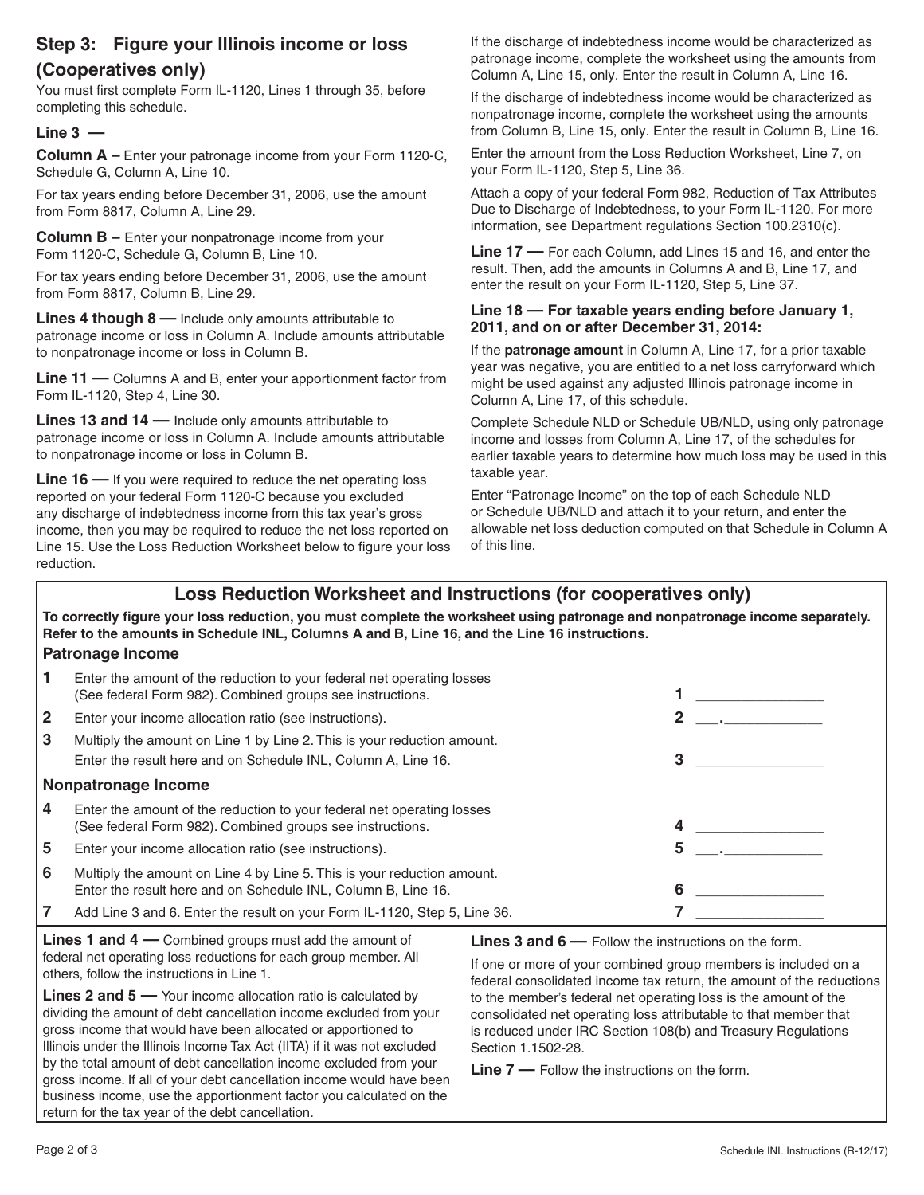## Step 3: Figure your Illinois income or loss (Cooperatives only)

You must first complete Form IL-1120, Lines 1 through 35, before completing this schedule.

**Line 3 —**

**Column A –** Enter your patronage income from your Form 1120-C, Schedule G, Column A, Line 10.

For tax years ending before December 31, 2006, use the amount from Form 8817, Column A, Line 29.

**Column B –** Enter your nonpatronage income from your Form 1120-C, Schedule G, Column B, Line 10.

For tax years ending before December 31, 2006, use the amount from Form 8817, Column B, Line 29.

**Lines 4 though 8 —** Include only amounts attributable to patronage income or loss in Column A. Include amounts attributable to nonpatronage income or loss in Column B.

**Line 11 —** Columns A and B, enter your apportionment factor from Form IL-1120, Step 4, Line 30.

**Lines 13 and 14 —** Include only amounts attributable to patronage income or loss in Column A. Include amounts attributable to nonpatronage income or loss in Column B.

**Line 16 —** If you were required to reduce the net operating loss reported on your federal Form 1120-C because you excluded any discharge of indebtedness income from this tax year's gross income, then you may be required to reduce the net loss reported on Line 15. Use the Loss Reduction Worksheet below to figure your loss reduction.

If the discharge of indebtedness income would be characterized as patronage income, complete the worksheet using the amounts from Column A, Line 15, only. Enter the result in Column A, Line 16.

If the discharge of indebtedness income would be characterized as nonpatronage income, complete the worksheet using the amounts from Column B, Line 15, only. Enter the result in Column B, Line 16.

Enter the amount from the Loss Reduction Worksheet, Line 7, on your Form IL-1120, Step 5, Line 36.

Attach a copy of your federal Form 982, Reduction of Tax Attributes Due to Discharge of Indebtedness, to your Form IL-1120. For more information, see Department regulations Section 100.2310(c).

**Line 17 —** For each Column, add Lines 15 and 16, and enter the result. Then, add the amounts in Columns A and B, Line 17, and enter the result on your Form IL-1120, Step 5, Line 37.

**Line 18 — For taxable years ending before January 1, 2011, and on or after December 31, 2014:**

If the **patronage amount** in Column A, Line 17, for a prior taxable year was negative, you are entitled to a net loss carryforward which might be used against any adjusted Illinois patronage income in Column A, Line 17, of this schedule.

Complete Schedule NLD or Schedule UB/NLD, using only patronage income and losses from Column A, Line 17, of the schedules for earlier taxable years to determine how much loss may be used in this taxable year.

Enter "Patronage Income" on the top of each Schedule NLD or Schedule UB/NLD and attach it to your return, and enter the allowable net loss deduction computed on that Schedule in Column A of this line.

### Loss Reduction Worksheet and Instructions (for cooperatives only)

**To correctly figure your loss reduction, you must complete the worksheet using patronage and nonpatronage income separately. Refer to the amounts in Schedule INL, Columns A and B, Line 16, and the Line 16 instructions.**

**Patronage Income**

| | | | |
|---|---|---|---|
| 1 | Enter the amount of the reduction to your federal net operating losses (See federal Form 982). Combined groups see instructions. | 1 | _______________ |
| 2 | Enter your income allocation ratio (see instructions). | 2 | ___.___________ |
| 3 | Multiply the amount on Line 1 by Line 2. This is your reduction amount. Enter the result here and on Schedule INL, Column A, Line 16. | 3 | _______________ |

**Nonpatronage Income**

| | | | |
|---|---|---|---|
| 4 | Enter the amount of the reduction to your federal net operating losses (See federal Form 982). Combined groups see instructions. | 4 | _______________ |
| 5 | Enter your income allocation ratio (see instructions). | 5 | ___.___________ |
| 6 | Multiply the amount on Line 4 by Line 5. This is your reduction amount. Enter the result here and on Schedule INL, Column B, Line 16. | 6 | _______________ |
| 7 | Add Line 3 and 6. Enter the result on your Form IL-1120, Step 5, Line 36. | 7 | _______________ |

**Lines 1 and 4 —** Combined groups must add the amount of federal net operating loss reductions for each group member. All others, follow the instructions in Line 1.

**Lines 2 and 5 —** Your income allocation ratio is calculated by dividing the amount of debt cancellation income excluded from your gross income that would have been allocated or apportioned to Illinois under the Illinois Income Tax Act (IITA) if it was not excluded by the total amount of debt cancellation income excluded from your gross income. If all of your debt cancellation income would have been business income, use the apportionment factor you calculated on the return for the tax year of the debt cancellation.

**Lines 3 and 6 —** Follow the instructions on the form.

If one or more of your combined group members is included on a federal consolidated income tax return, the amount of the reductions to the member's federal net operating loss is the amount of the consolidated net operating loss attributable to that member that is reduced under IRC Section 108(b) and Treasury Regulations Section 1.1502-28.

**Line 7 —** Follow the instructions on the form.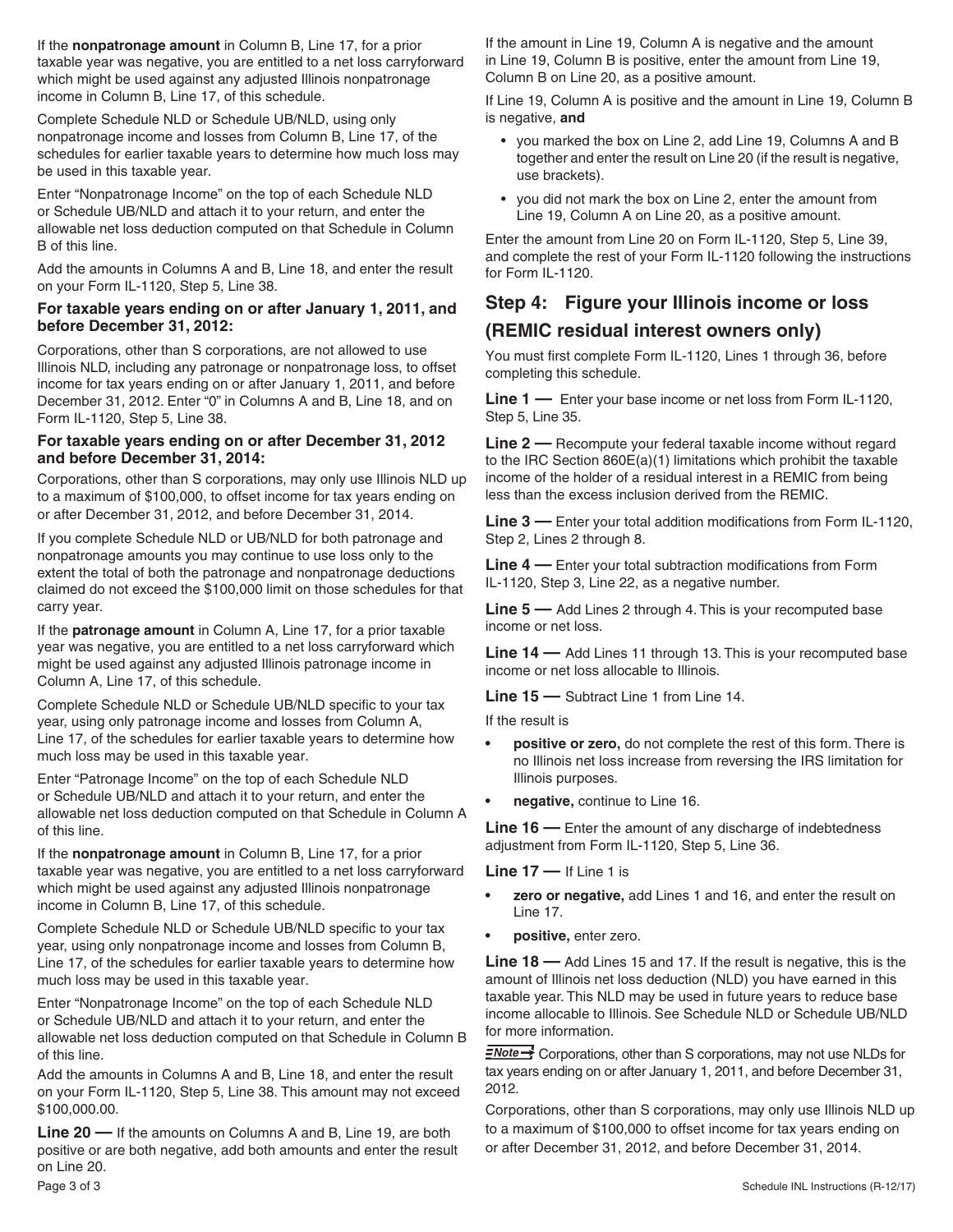If the **nonpatronage amount** in Column B, Line 17, for a prior taxable year was negative, you are entitled to a net loss carryforward which might be used against any adjusted Illinois nonpatronage income in Column B, Line 17, of this schedule.

Complete Schedule NLD or Schedule UB/NLD, using only nonpatronage income and losses from Column B, Line 17, of the schedules for earlier taxable years to determine how much loss may be used in this taxable year.

Enter "Nonpatronage Income" on the top of each Schedule NLD or Schedule UB/NLD and attach it to your return, and enter the allowable net loss deduction computed on that Schedule in Column B of this line.

Add the amounts in Columns A and B, Line 18, and enter the result on your Form IL-1120, Step 5, Line 38.

**For taxable years ending on or after January 1, 2011, and before December 31, 2012:**

Corporations, other than S corporations, are not allowed to use Illinois NLD, including any patronage or nonpatronage loss, to offset income for tax years ending on or after January 1, 2011, and before December 31, 2012. Enter "0" in Columns A and B, Line 18, and on Form IL-1120, Step 5, Line 38.

**For taxable years ending on or after December 31, 2012 and before December 31, 2014:**

Corporations, other than S corporations, may only use Illinois NLD up to a maximum of $100,000, to offset income for tax years ending on or after December 31, 2012, and before December 31, 2014.

If you complete Schedule NLD or UB/NLD for both patronage and nonpatronage amounts you may continue to use loss only to the extent the total of both the patronage and nonpatronage deductions claimed do not exceed the $100,000 limit on those schedules for that carry year.

If the **patronage amount** in Column A, Line 17, for a prior taxable year was negative, you are entitled to a net loss carryforward which might be used against any adjusted Illinois patronage income in Column A, Line 17, of this schedule.

Complete Schedule NLD or Schedule UB/NLD specific to your tax year, using only patronage income and losses from Column A, Line 17, of the schedules for earlier taxable years to determine how much loss may be used in this taxable year.

Enter "Patronage Income" on the top of each Schedule NLD or Schedule UB/NLD and attach it to your return, and enter the allowable net loss deduction computed on that Schedule in Column A of this line.

If the **nonpatronage amount** in Column B, Line 17, for a prior taxable year was negative, you are entitled to a net loss carryforward which might be used against any adjusted Illinois nonpatronage income in Column B, Line 17, of this schedule.

Complete Schedule NLD or Schedule UB/NLD specific to your tax year, using only nonpatronage income and losses from Column B, Line 17, of the schedules for earlier taxable years to determine how much loss may be used in this taxable year.

Enter "Nonpatronage Income" on the top of each Schedule NLD or Schedule UB/NLD and attach it to your return, and enter the allowable net loss deduction computed on that Schedule in Column B of this line.

Add the amounts in Columns A and B, Line 18, and enter the result on your Form IL-1120, Step 5, Line 38. This amount may not exceed $100,000.00.

**Line 20 —** If the amounts on Columns A and B, Line 19, are both positive or are both negative, add both amounts and enter the result on Line 20.

If the amount in Line 19, Column A is negative and the amount in Line 19, Column B is positive, enter the amount from Line 19, Column B on Line 20, as a positive amount.

If Line 19, Column A is positive and the amount in Line 19, Column B is negative, **and**

- you marked the box on Line 2, add Line 19, Columns A and B together and enter the result on Line 20 (if the result is negative, use brackets).
- you did not mark the box on Line 2, enter the amount from Line 19, Column A on Line 20, as a positive amount.

Enter the amount from Line 20 on Form IL-1120, Step 5, Line 39, and complete the rest of your Form IL-1120 following the instructions for Form IL-1120.

## Step 4: Figure your Illinois income or loss (REMIC residual interest owners only)

You must first complete Form IL-1120, Lines 1 through 36, before completing this schedule.

**Line 1 —** Enter your base income or net loss from Form IL-1120, Step 5, Line 35.

**Line 2 —** Recompute your federal taxable income without regard to the IRC Section 860E(a)(1) limitations which prohibit the taxable income of the holder of a residual interest in a REMIC from being less than the excess inclusion derived from the REMIC.

**Line 3 —** Enter your total addition modifications from Form IL-1120, Step 2, Lines 2 through 8.

**Line 4 —** Enter your total subtraction modifications from Form IL-1120, Step 3, Line 22, as a negative number.

**Line 5 —** Add Lines 2 through 4. This is your recomputed base income or net loss.

**Line 14 —** Add Lines 11 through 13. This is your recomputed base income or net loss allocable to Illinois.

**Line 15 —** Subtract Line 1 from Line 14.

If the result is

- **positive or zero,** do not complete the rest of this form. There is no Illinois net loss increase from reversing the IRS limitation for Illinois purposes.
- **negative,** continue to Line 16.

**Line 16 —** Enter the amount of any discharge of indebtedness adjustment from Form IL-1120, Step 5, Line 36.

**Line 17 —** If Line 1 is

- **zero or negative,** add Lines 1 and 16, and enter the result on Line 17.
- **positive,** enter zero.

**Line 18 —** Add Lines 15 and 17. If the result is negative, this is the amount of Illinois net loss deduction (NLD) you have earned in this taxable year. This NLD may be used in future years to reduce base income allocable to Illinois. See Schedule NLD or Schedule UB/NLD for more information.

**Note** Corporations, other than S corporations, may not use NLDs for tax years ending on or after January 1, 2011, and before December 31, 2012.

Corporations, other than S corporations, may only use Illinois NLD up to a maximum of $100,000 to offset income for tax years ending on or after December 31, 2012, and before December 31, 2014.